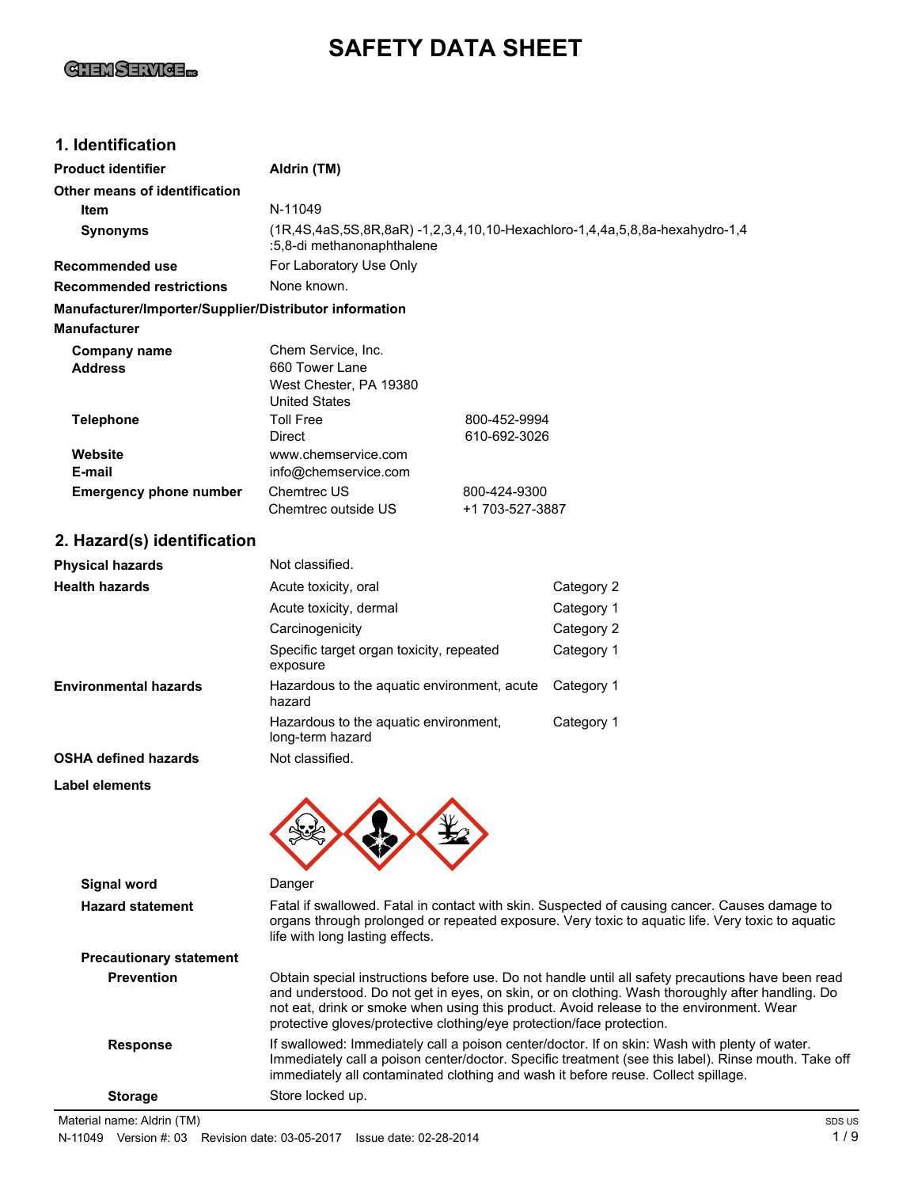# SAFETY DATA SHEET

## 1. Identification

| | |
|---|---|
| **Product identifier** | **Aldrin (TM)** |
| **Other means of identification** | |
| **Item** | N-11049 |
| **Synonyms** | (1R,4S,4aS,5S,8R,8aR) -1,2,3,4,10,10-Hexachloro-1,4,4a,5,8,8a-hexahydro-1,4 :5,8-di methanonaphthalene |
| **Recommended use** | For Laboratory Use Only |
| **Recommended restrictions** | None known. |

**Manufacturer/Importer/Supplier/Distributor information**

**Manufacturer**

| | | |
|---|---|---|
| **Company name** | Chem Service, Inc. | |
| **Address** | 660 Tower Lane<br>West Chester, PA 19380<br>United States | |
| **Telephone** | Toll Free | 800-452-9994 |
| | Direct | 610-692-3026 |
| **Website** | www.chemservice.com | |
| **E-mail** | info@chemservice.com | |
| **Emergency phone number** | Chemtrec US | 800-424-9300 |
| | Chemtrec outside US | +1 703-527-3887 |

## 2. Hazard(s) identification

| | | |
|---|---|---|
| **Physical hazards** | Not classified. | |
| **Health hazards** | Acute toxicity, oral | Category 2 |
| | Acute toxicity, dermal | Category 1 |
| | Carcinogenicity | Category 2 |
| | Specific target organ toxicity, repeated exposure | Category 1 |
| **Environmental hazards** | Hazardous to the aquatic environment, acute hazard | Category 1 |
| | Hazardous to the aquatic environment, long-term hazard | Category 1 |
| **OSHA defined hazards** | Not classified. | |

**Label elements**

**Signal word** Danger

**Hazard statement** Fatal if swallowed. Fatal in contact with skin. Suspected of causing cancer. Causes damage to organs through prolonged or repeated exposure. Very toxic to aquatic life. Very toxic to aquatic life with long lasting effects.

**Precautionary statement**

**Prevention** Obtain special instructions before use. Do not handle until all safety precautions have been read and understood. Do not get in eyes, on skin, or on clothing. Wash thoroughly after handling. Do not eat, drink or smoke when using this product. Avoid release to the environment. Wear protective gloves/protective clothing/eye protection/face protection.

**Response** If swallowed: Immediately call a poison center/doctor. If on skin: Wash with plenty of water. Immediately call a poison center/doctor. Specific treatment (see this label). Rinse mouth. Take off immediately all contaminated clothing and wash it before reuse. Collect spillage.

**Storage** Store locked up.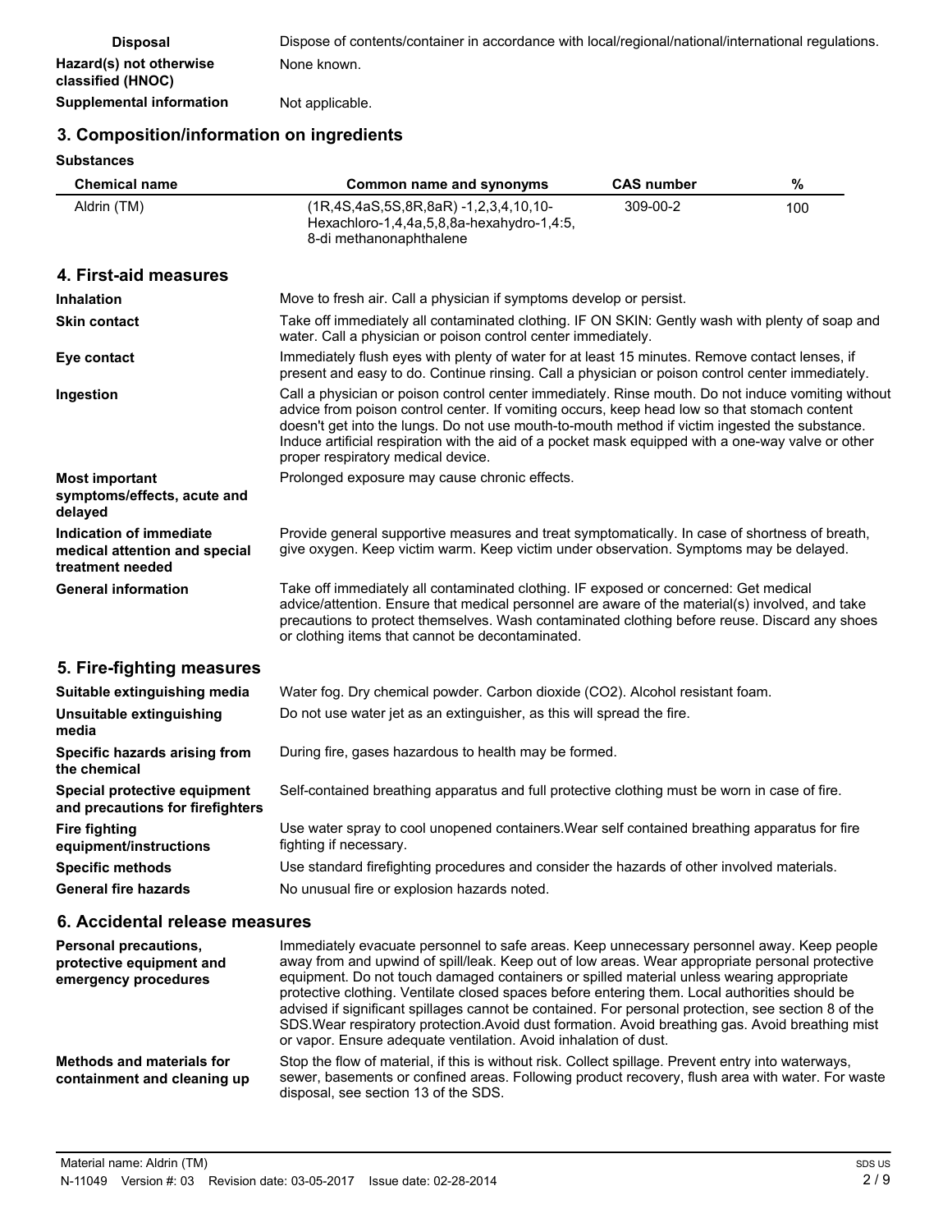| | |
|---|---|
| **Disposal** | Dispose of contents/container in accordance with local/regional/national/international regulations. |
| **Hazard(s) not otherwise classified (HNOC)** | None known. |
| **Supplemental information** | Not applicable. |

## 3. Composition/information on ingredients

**Substances**

| Chemical name | Common name and synonyms | CAS number | % |
|---|---|---|---|
| Aldrin (TM) | (1R,4S,4aS,5S,8R,8aR) -1,2,3,4,10,10-Hexachloro-1,4,4a,5,8,8a-hexahydro-1,4:5, 8-di methanonaphthalene | 309-00-2 | 100 |

## 4. First-aid measures

| | |
|---|---|
| **Inhalation** | Move to fresh air. Call a physician if symptoms develop or persist. |
| **Skin contact** | Take off immediately all contaminated clothing. IF ON SKIN: Gently wash with plenty of soap and water. Call a physician or poison control center immediately. |
| **Eye contact** | Immediately flush eyes with plenty of water for at least 15 minutes. Remove contact lenses, if present and easy to do. Continue rinsing. Call a physician or poison control center immediately. |
| **Ingestion** | Call a physician or poison control center immediately. Rinse mouth. Do not induce vomiting without advice from poison control center. If vomiting occurs, keep head low so that stomach content doesn't get into the lungs. Do not use mouth-to-mouth method if victim ingested the substance. Induce artificial respiration with the aid of a pocket mask equipped with a one-way valve or other proper respiratory medical device. |
| **Most important symptoms/effects, acute and delayed** | Prolonged exposure may cause chronic effects. |
| **Indication of immediate medical attention and special treatment needed** | Provide general supportive measures and treat symptomatically. In case of shortness of breath, give oxygen. Keep victim warm. Keep victim under observation. Symptoms may be delayed. |
| **General information** | Take off immediately all contaminated clothing. IF exposed or concerned: Get medical advice/attention. Ensure that medical personnel are aware of the material(s) involved, and take precautions to protect themselves. Wash contaminated clothing before reuse. Discard any shoes or clothing items that cannot be decontaminated. |

## 5. Fire-fighting measures

| | |
|---|---|
| **Suitable extinguishing media** | Water fog. Dry chemical powder. Carbon dioxide ($CO_2$). Alcohol resistant foam. |
| **Unsuitable extinguishing media** | Do not use water jet as an extinguisher, as this will spread the fire. |
| **Specific hazards arising from the chemical** | During fire, gases hazardous to health may be formed. |
| **Special protective equipment and precautions for firefighters** | Self-contained breathing apparatus and full protective clothing must be worn in case of fire. |
| **Fire fighting equipment/instructions** | Use water spray to cool unopened containers.Wear self contained breathing apparatus for fire fighting if necessary. |
| **Specific methods** | Use standard firefighting procedures and consider the hazards of other involved materials. |
| **General fire hazards** | No unusual fire or explosion hazards noted. |

## 6. Accidental release measures

| | |
|---|---|
| **Personal precautions, protective equipment and emergency procedures** | Immediately evacuate personnel to safe areas. Keep unnecessary personnel away. Keep people away from and upwind of spill/leak. Keep out of low areas. Wear appropriate personal protective equipment. Do not touch damaged containers or spilled material unless wearing appropriate protective clothing. Ventilate closed spaces before entering them. Local authorities should be advised if significant spillages cannot be contained. For personal protection, see section 8 of the SDS.Wear respiratory protection.Avoid dust formation. Avoid breathing gas. Avoid breathing mist or vapor. Ensure adequate ventilation. Avoid inhalation of dust. |
| **Methods and materials for containment and cleaning up** | Stop the flow of material, if this is without risk. Collect spillage. Prevent entry into waterways, sewer, basements or confined areas. Following product recovery, flush area with water. For waste disposal, see section 13 of the SDS. |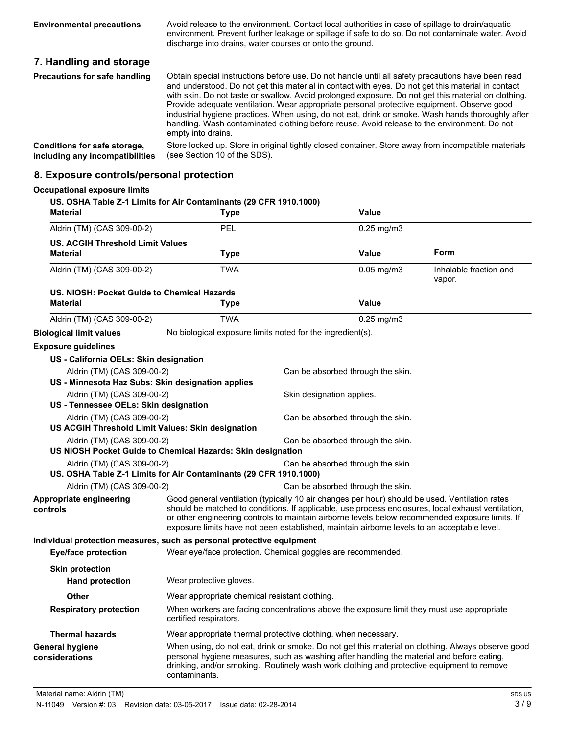**Environmental precautions** Avoid release to the environment. Contact local authorities in case of spillage to drain/aquatic environment. Prevent further leakage or spillage if safe to do so. Do not contaminate water. Avoid discharge into drains, water courses or onto the ground.

## 7. Handling and storage

**Precautions for safe handling** Obtain special instructions before use. Do not handle until all safety precautions have been read and understood. Do not get this material in contact with eyes. Do not get this material in contact with skin. Do not taste or swallow. Avoid prolonged exposure. Do not get this material on clothing. Provide adequate ventilation. Wear appropriate personal protective equipment. Observe good industrial hygiene practices. When using, do not eat, drink or smoke. Wash hands thoroughly after handling. Wash contaminated clothing before reuse. Avoid release to the environment. Do not empty into drains.

**Conditions for safe storage, including any incompatibilities** Store locked up. Store in original tightly closed container. Store away from incompatible materials (see Section 10 of the SDS).

## 8. Exposure controls/personal protection

**Occupational exposure limits**

**US. OSHA Table Z-1 Limits for Air Contaminants (29 CFR 1910.1000)**

| Material | Type | Value |
|---|---|---|
| Aldrin (TM) (CAS 309-00-2) | PEL | 0.25 mg/m3 |

**US. ACGIH Threshold Limit Values**

| Material | Type | Value | Form |
|---|---|---|---|
| Aldrin (TM) (CAS 309-00-2) | TWA | 0.05 mg/m3 | Inhalable fraction and vapor. |

**US. NIOSH: Pocket Guide to Chemical Hazards**

| Material | Type | Value |
|---|---|---|
| Aldrin (TM) (CAS 309-00-2) | TWA | 0.25 mg/m3 |

**Biological limit values** No biological exposure limits noted for the ingredient(s).

**Exposure guidelines**

**US - California OELs: Skin designation**

Aldrin (TM) (CAS 309-00-2) Can be absorbed through the skin.

**US - Minnesota Haz Subs: Skin designation applies**

Aldrin (TM) (CAS 309-00-2) Skin designation applies.

**US - Tennessee OELs: Skin designation**

Aldrin (TM) (CAS 309-00-2) Can be absorbed through the skin.

**US ACGIH Threshold Limit Values: Skin designation**

Aldrin (TM) (CAS 309-00-2) Can be absorbed through the skin.

**US NIOSH Pocket Guide to Chemical Hazards: Skin designation**

Aldrin (TM) (CAS 309-00-2) Can be absorbed through the skin.

**US. OSHA Table Z-1 Limits for Air Contaminants (29 CFR 1910.1000)**

Aldrin (TM) (CAS 309-00-2) Can be absorbed through the skin.

**Appropriate engineering controls** Good general ventilation (typically 10 air changes per hour) should be used. Ventilation rates should be matched to conditions. If applicable, use process enclosures, local exhaust ventilation, or other engineering controls to maintain airborne levels below recommended exposure limits. If exposure limits have not been established, maintain airborne levels to an acceptable level.

**Individual protection measures, such as personal protective equipment**

**Eye/face protection** Wear eye/face protection. Chemical goggles are recommended.

**Skin protection**

**Hand protection** Wear protective gloves.

**Other** Wear appropriate chemical resistant clothing.

**Respiratory protection** When workers are facing concentrations above the exposure limit they must use appropriate certified respirators.

**Thermal hazards** Wear appropriate thermal protective clothing, when necessary.

**General hygiene considerations** When using, do not eat, drink or smoke. Do not get this material on clothing. Always observe good personal hygiene measures, such as washing after handling the material and before eating, drinking, and/or smoking. Routinely wash work clothing and protective equipment to remove contaminants.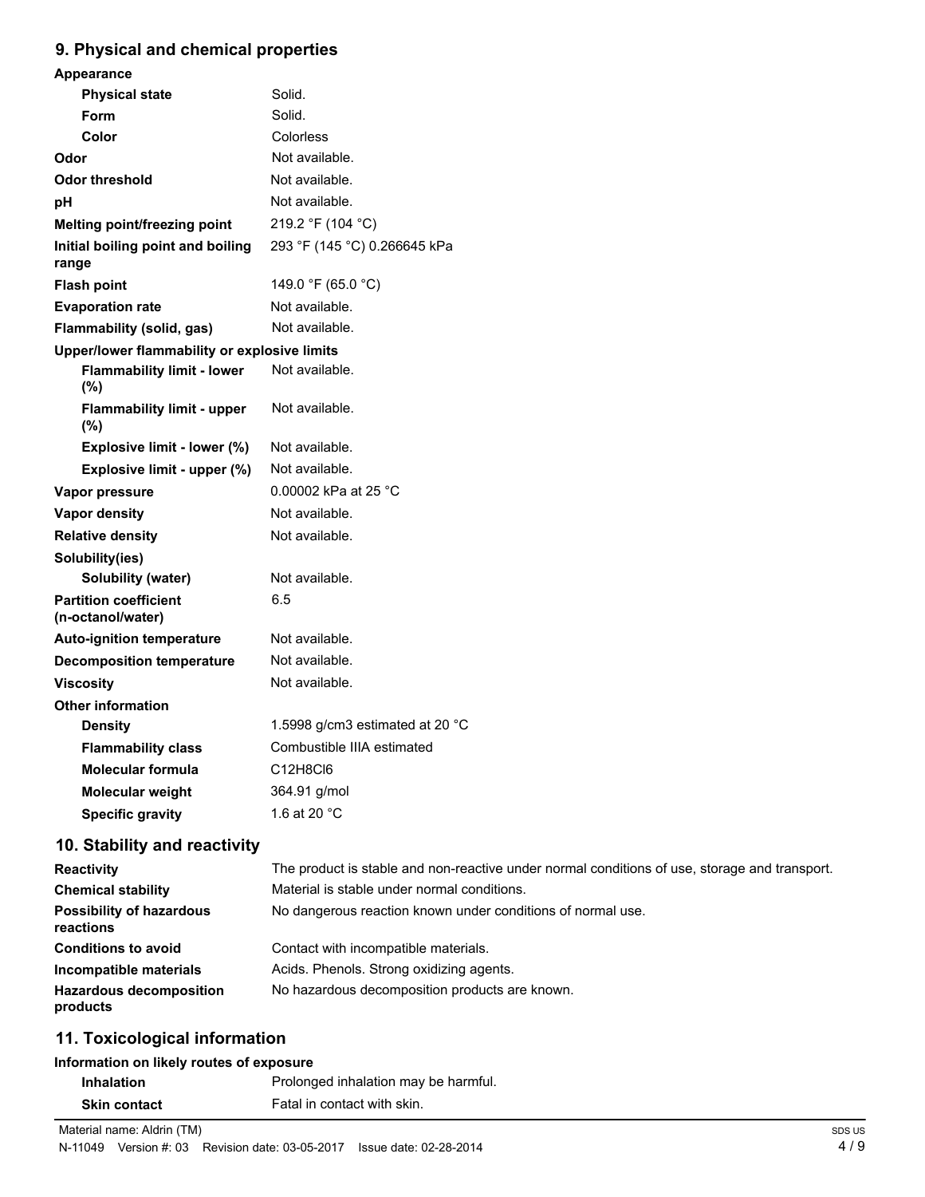## 9. Physical and chemical properties

| | |
|---|---|
| **Appearance** | |
| **Physical state** | Solid. |
| **Form** | Solid. |
| **Color** | Colorless |
| **Odor** | Not available. |
| **Odor threshold** | Not available. |
| **pH** | Not available. |
| **Melting point/freezing point** | 219.2 °F (104 °C) |
| **Initial boiling point and boiling range** | 293 °F (145 °C) 0.266645 kPa |
| **Flash point** | 149.0 °F (65.0 °C) |
| **Evaporation rate** | Not available. |
| **Flammability (solid, gas)** | Not available. |
| **Upper/lower flammability or explosive limits** | |
| **Flammability limit - lower (%)** | Not available. |
| **Flammability limit - upper (%)** | Not available. |
| **Explosive limit - lower (%)** | Not available. |
| **Explosive limit - upper (%)** | Not available. |
| **Vapor pressure** | 0.00002 kPa at 25 °C |
| **Vapor density** | Not available. |
| **Relative density** | Not available. |
| **Solubility(ies)** | |
| **Solubility (water)** | Not available. |
| **Partition coefficient (n-octanol/water)** | 6.5 |
| **Auto-ignition temperature** | Not available. |
| **Decomposition temperature** | Not available. |
| **Viscosity** | Not available. |
| **Other information** | |
| **Density** | 1.5998 g/cm3 estimated at 20 °C |
| **Flammability class** | Combustible IIIA estimated |
| **Molecular formula** | $C_{12}H_8Cl_6$ |
| **Molecular weight** | 364.91 g/mol |
| **Specific gravity** | 1.6 at 20 °C |

## 10. Stability and reactivity

| | |
|---|---|
| **Reactivity** | The product is stable and non-reactive under normal conditions of use, storage and transport. |
| **Chemical stability** | Material is stable under normal conditions. |
| **Possibility of hazardous reactions** | No dangerous reaction known under conditions of normal use. |
| **Conditions to avoid** | Contact with incompatible materials. |
| **Incompatible materials** | Acids. Phenols. Strong oxidizing agents. |
| **Hazardous decomposition products** | No hazardous decomposition products are known. |

## 11. Toxicological information

**Information on likely routes of exposure**

| | |
|---|---|
| **Inhalation** | Prolonged inhalation may be harmful. |
| **Skin contact** | Fatal in contact with skin. |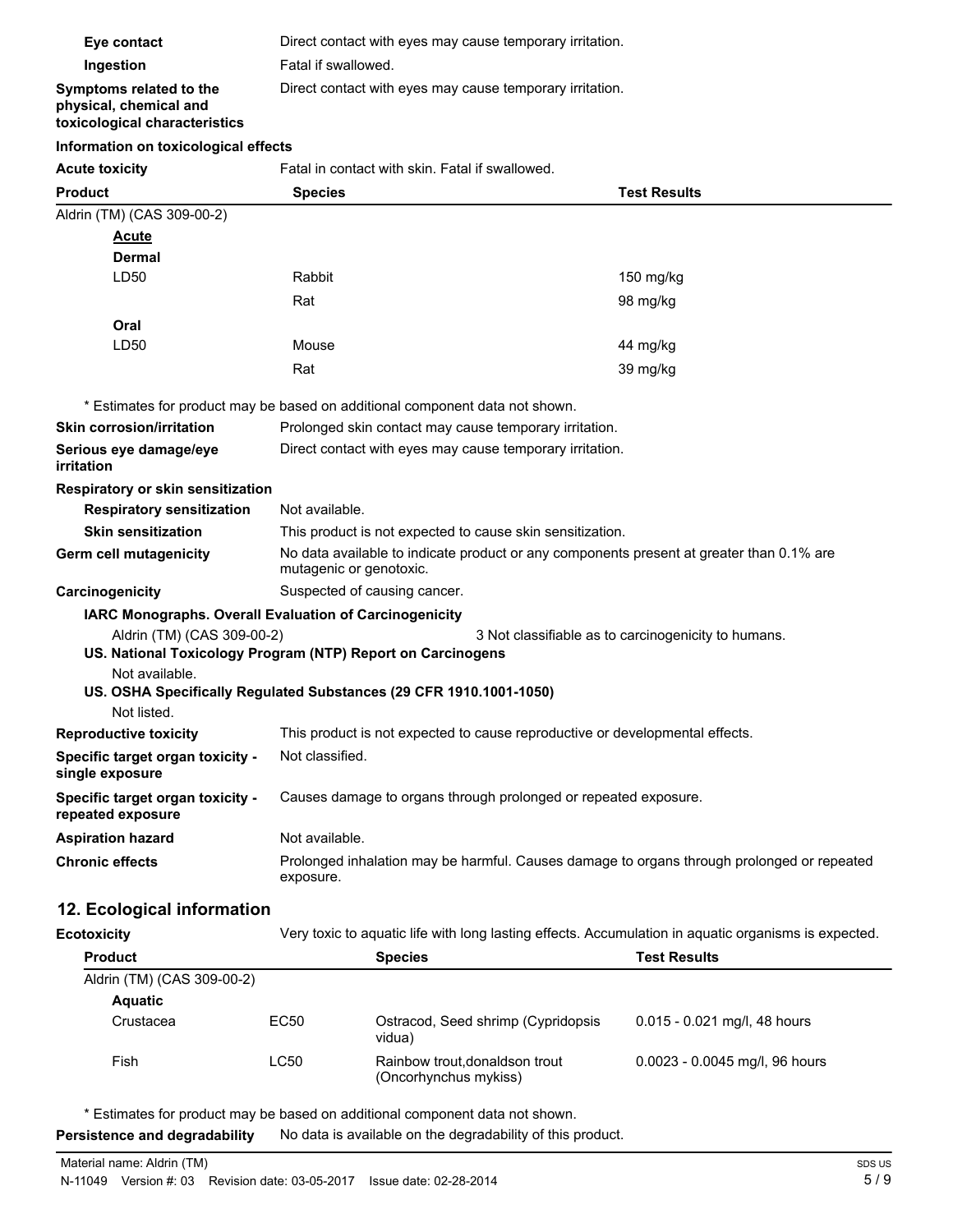| | |
|---|---|
| **Eye contact** | Direct contact with eyes may cause temporary irritation. |
| **Ingestion** | Fatal if swallowed. |
| **Symptoms related to the physical, chemical and toxicological characteristics** | Direct contact with eyes may cause temporary irritation. |

**Information on toxicological effects**

**Acute toxicity** Fatal in contact with skin. Fatal if swallowed.

| Product | Species | Test Results |
|---|---|---|
| Aldrin (TM) (CAS 309-00-2) | | |
| **Acute** | | |
| **Dermal** | | |
| LD50 | Rabbit | 150 mg/kg |
| | Rat | 98 mg/kg |
| **Oral** | | |
| LD50 | Mouse | 44 mg/kg |
| | Rat | 39 mg/kg |

\* Estimates for product may be based on additional component data not shown.

| | |
|---|---|
| **Skin corrosion/irritation** | Prolonged skin contact may cause temporary irritation. |
| **Serious eye damage/eye irritation** | Direct contact with eyes may cause temporary irritation. |
| **Respiratory or skin sensitization** | |
| **Respiratory sensitization** | Not available. |
| **Skin sensitization** | This product is not expected to cause skin sensitization. |
| **Germ cell mutagenicity** | No data available to indicate product or any components present at greater than 0.1% are mutagenic or genotoxic. |
| **Carcinogenicity** | Suspected of causing cancer. |

**IARC Monographs. Overall Evaluation of Carcinogenicity**

Aldrin (TM) (CAS 309-00-2) — 3 Not classifiable as to carcinogenicity to humans.

**US. National Toxicology Program (NTP) Report on Carcinogens**

Not available.

**US. OSHA Specifically Regulated Substances (29 CFR 1910.1001-1050)**

Not listed.

| | |
|---|---|
| **Reproductive toxicity** | This product is not expected to cause reproductive or developmental effects. |
| **Specific target organ toxicity - single exposure** | Not classified. |
| **Specific target organ toxicity - repeated exposure** | Causes damage to organs through prolonged or repeated exposure. |
| **Aspiration hazard** | Not available. |
| **Chronic effects** | Prolonged inhalation may be harmful. Causes damage to organs through prolonged or repeated exposure. |

## 12. Ecological information

**Ecotoxicity** Very toxic to aquatic life with long lasting effects. Accumulation in aquatic organisms is expected.

| Product | | Species | Test Results |
|---|---|---|---|
| Aldrin (TM) (CAS 309-00-2) | | | |
| **Aquatic** | | | |
| Crustacea | EC50 | Ostracod, Seed shrimp (Cypridopsis vidua) | 0.015 - 0.021 mg/l, 48 hours |
| Fish | LC50 | Rainbow trout,donaldson trout (Oncorhynchus mykiss) | 0.0023 - 0.0045 mg/l, 96 hours |

\* Estimates for product may be based on additional component data not shown.

**Persistence and degradability** No data is available on the degradability of this product.

Material name: Aldrin (TM)

N-11049 Version #: 03 Revision date: 03-05-2017 Issue date: 02-28-2014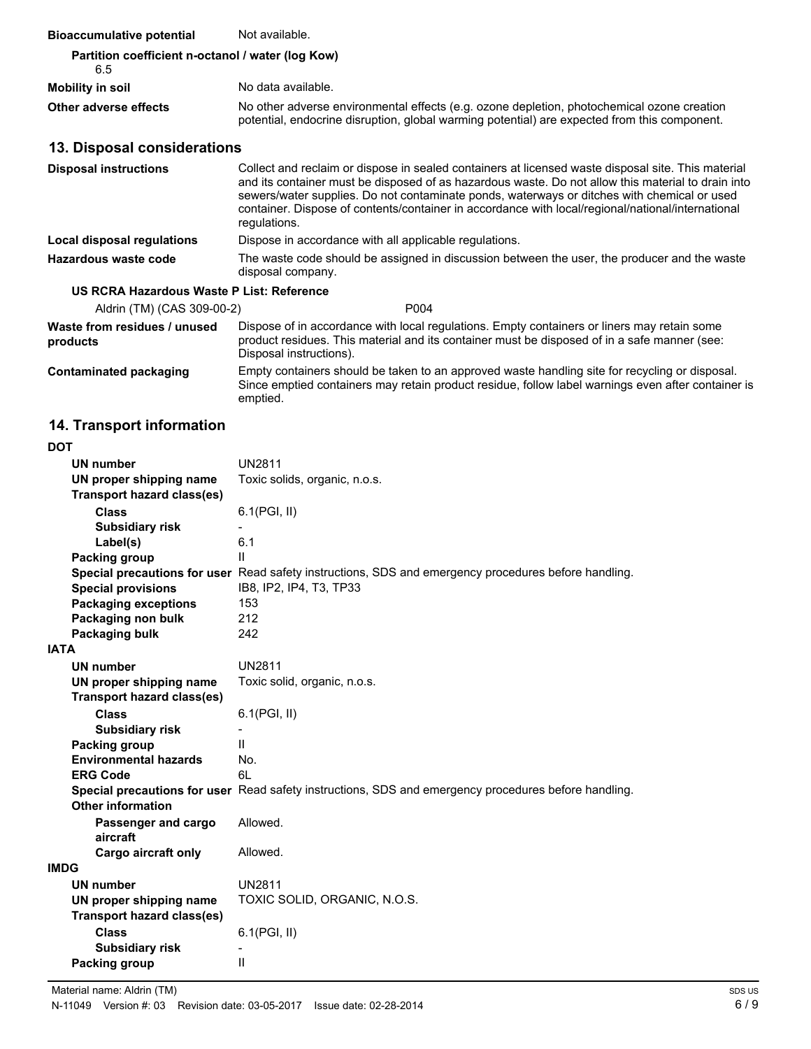| | |
|---|---|
| **Bioaccumulative potential** | Not available. |

**Partition coefficient n-octanol / water (log Kow)**

6.5

| | |
|---|---|
| **Mobility in soil** | No data available. |
| **Other adverse effects** | No other adverse environmental effects (e.g. ozone depletion, photochemical ozone creation potential, endocrine disruption, global warming potential) are expected from this component. |

## 13. Disposal considerations

| | |
|---|---|
| **Disposal instructions** | Collect and reclaim or dispose in sealed containers at licensed waste disposal site. This material and its container must be disposed of as hazardous waste. Do not allow this material to drain into sewers/water supplies. Do not contaminate ponds, waterways or ditches with chemical or used container. Dispose of contents/container in accordance with local/regional/national/international regulations. |
| **Local disposal regulations** | Dispose in accordance with all applicable regulations. |
| **Hazardous waste code** | The waste code should be assigned in discussion between the user, the producer and the waste disposal company. |

**US RCRA Hazardous Waste P List: Reference**

| | |
|---|---|
| Aldrin (TM) (CAS 309-00-2) | P004 |

| | |
|---|---|
| **Waste from residues / unused products** | Dispose of in accordance with local regulations. Empty containers or liners may retain some product residues. This material and its container must be disposed of in a safe manner (see: Disposal instructions). |
| **Contaminated packaging** | Empty containers should be taken to an approved waste handling site for recycling or disposal. Since emptied containers may retain product residue, follow label warnings even after container is emptied. |

## 14. Transport information

**DOT**

| | |
|---|---|
| **UN number** | UN2811 |
| **UN proper shipping name** | Toxic solids, organic, n.o.s. |
| **Transport hazard class(es)** | |
| **Class** | 6.1(PGI, II) |
| **Subsidiary risk** | - |
| **Label(s)** | 6.1 |
| **Packing group** | II |
| **Special precautions for user** | Read safety instructions, SDS and emergency procedures before handling. |
| **Special provisions** | IB8, IP2, IP4, T3, TP33 |
| **Packaging exceptions** | 153 |
| **Packaging non bulk** | 212 |
| **Packaging bulk** | 242 |

**IATA**

| | |
|---|---|
| **UN number** | UN2811 |
| **UN proper shipping name** | Toxic solid, organic, n.o.s. |
| **Transport hazard class(es)** | |
| **Class** | 6.1(PGI, II) |
| **Subsidiary risk** | - |
| **Packing group** | II |
| **Environmental hazards** | No. |
| **ERG Code** | 6L |
| **Special precautions for user** | Read safety instructions, SDS and emergency procedures before handling. |
| **Other information** | |
| **Passenger and cargo aircraft** | Allowed. |
| **Cargo aircraft only** | Allowed. |

**IMDG**

| | |
|---|---|
| **UN number** | UN2811 |
| **UN proper shipping name** | TOXIC SOLID, ORGANIC, N.O.S. |
| **Transport hazard class(es)** | |
| **Class** | 6.1(PGI, II) |
| **Subsidiary risk** | - |
| **Packing group** | II |

Material name: Aldrin (TM)

N-11049 Version #: 03 Revision date: 03-05-2017 Issue date: 02-28-2014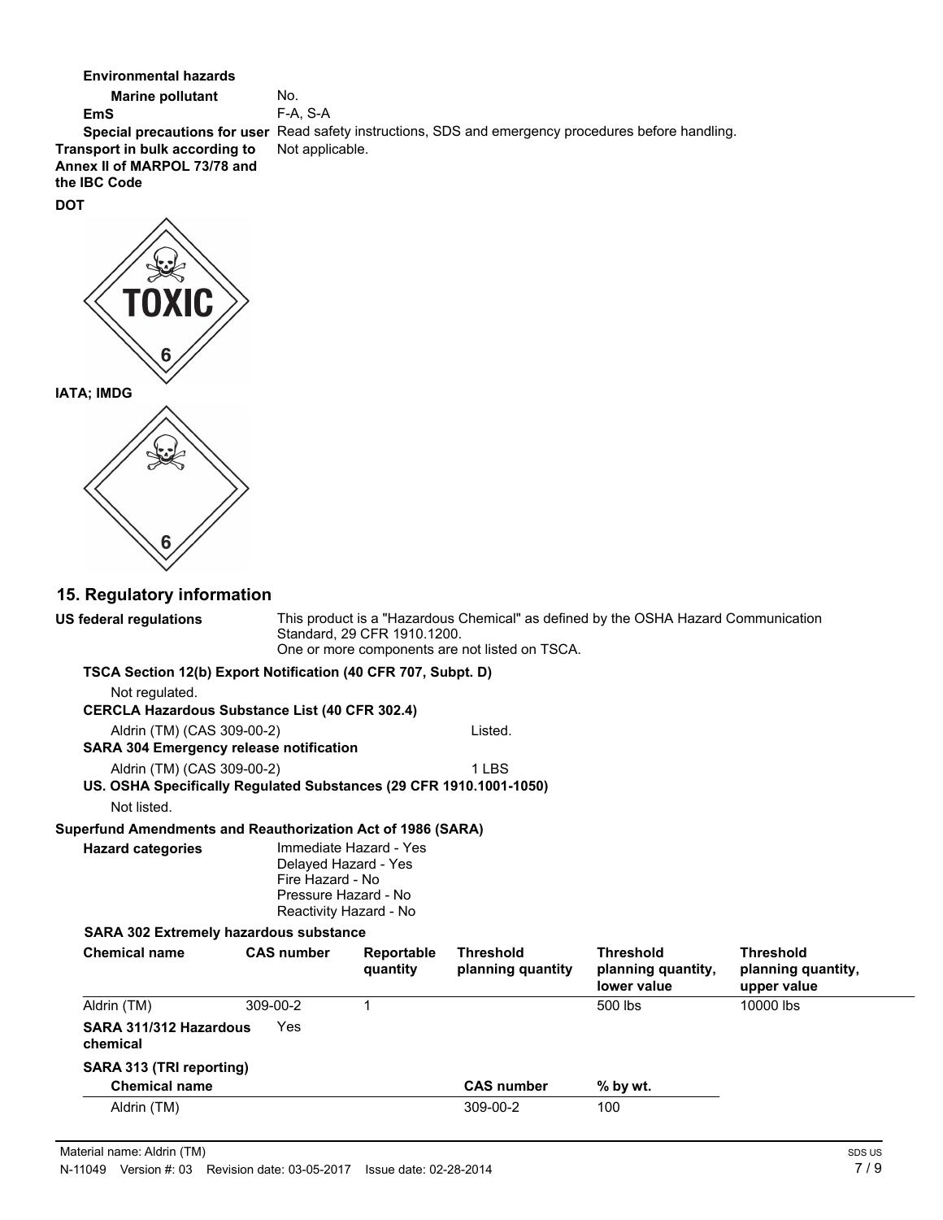**Environmental hazards**

**Marine pollutant** No.

**EmS** F-A, S-A

**Special precautions for user** Read safety instructions, SDS and emergency procedures before handling.

**Transport in bulk according to Annex II of MARPOL 73/78 and the IBC Code** Not applicable.

**DOT**

TOXIC

6

**IATA; IMDG**

6

## 15. Regulatory information

**US federal regulations** This product is a "Hazardous Chemical" as defined by the OSHA Hazard Communication Standard, 29 CFR 1910.1200.
One or more components are not listed on TSCA.

**TSCA Section 12(b) Export Notification (40 CFR 707, Subpt. D)**

Not regulated.

**CERCLA Hazardous Substance List (40 CFR 302.4)**

Aldrin (TM) (CAS 309-00-2) Listed.

**SARA 304 Emergency release notification**

Aldrin (TM) (CAS 309-00-2) 1 LBS

**US. OSHA Specifically Regulated Substances (29 CFR 1910.1001-1050)**

Not listed.

**Superfund Amendments and Reauthorization Act of 1986 (SARA)**

**Hazard categories**
Immediate Hazard - Yes
Delayed Hazard - Yes
Fire Hazard - No
Pressure Hazard - No
Reactivity Hazard - No

**SARA 302 Extremely hazardous substance**

| Chemical name | CAS number | Reportable quantity | Threshold planning quantity | Threshold planning quantity, lower value | Threshold planning quantity, upper value |
|---|---|---|---|---|---|
| Aldrin (TM) | 309-00-2 | 1 | | 500 lbs | 10000 lbs |

**SARA 311/312 Hazardous chemical** Yes

**SARA 313 (TRI reporting)**

| Chemical name | CAS number | % by wt. |
|---|---|---|
| Aldrin (TM) | 309-00-2 | 100 |

Material name: Aldrin (TM)

N-11049 Version #: 03 Revision date: 03-05-2017 Issue date: 02-28-2014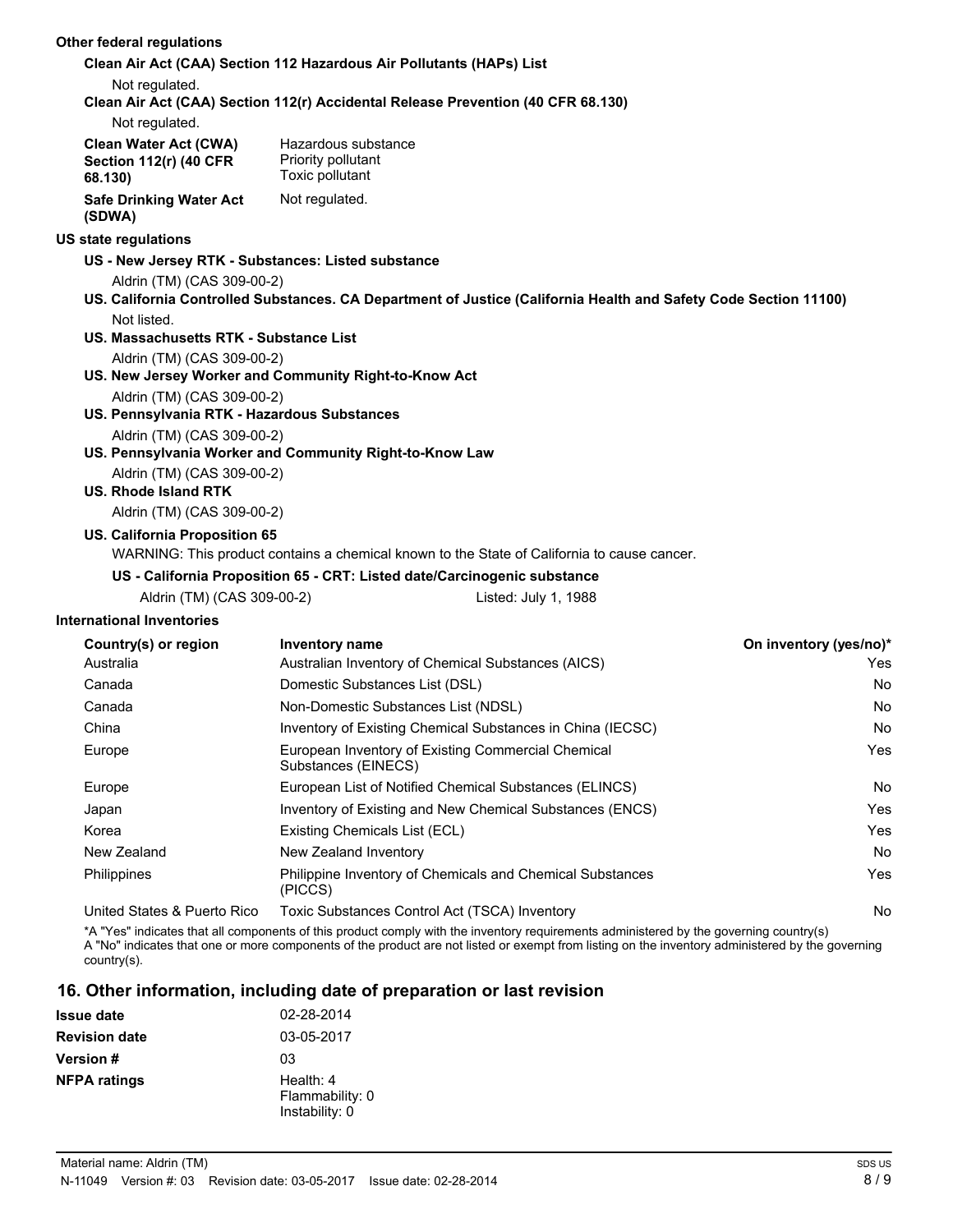**Other federal regulations**

**Clean Air Act (CAA) Section 112 Hazardous Air Pollutants (HAPs) List**

Not regulated.

**Clean Air Act (CAA) Section 112(r) Accidental Release Prevention (40 CFR 68.130)**

Not regulated.

| | |
|---|---|
| **Clean Water Act (CWA) Section 112(r) (40 CFR 68.130)** | Hazardous substance<br>Priority pollutant<br>Toxic pollutant |
| **Safe Drinking Water Act (SDWA)** | Not regulated. |

**US state regulations**

**US - New Jersey RTK - Substances: Listed substance**

Aldrin (TM) (CAS 309-00-2)

**US. California Controlled Substances. CA Department of Justice (California Health and Safety Code Section 11100)**

Not listed.

**US. Massachusetts RTK - Substance List**

Aldrin (TM) (CAS 309-00-2)

**US. New Jersey Worker and Community Right-to-Know Act**

Aldrin (TM) (CAS 309-00-2)

**US. Pennsylvania RTK - Hazardous Substances**

Aldrin (TM) (CAS 309-00-2)

**US. Pennsylvania Worker and Community Right-to-Know Law**

Aldrin (TM) (CAS 309-00-2)

**US. Rhode Island RTK**

Aldrin (TM) (CAS 309-00-2)

**US. California Proposition 65**

WARNING: This product contains a chemical known to the State of California to cause cancer.

**US - California Proposition 65 - CRT: Listed date/Carcinogenic substance**

Aldrin (TM) (CAS 309-00-2) Listed: July 1, 1988

**International Inventories**

| Country(s) or region | Inventory name | On inventory (yes/no)* |
|---|---|---|
| Australia | Australian Inventory of Chemical Substances (AICS) | Yes |
| Canada | Domestic Substances List (DSL) | No |
| Canada | Non-Domestic Substances List (NDSL) | No |
| China | Inventory of Existing Chemical Substances in China (IECSC) | No |
| Europe | European Inventory of Existing Commercial Chemical Substances (EINECS) | Yes |
| Europe | European List of Notified Chemical Substances (ELINCS) | No |
| Japan | Inventory of Existing and New Chemical Substances (ENCS) | Yes |
| Korea | Existing Chemicals List (ECL) | Yes |
| New Zealand | New Zealand Inventory | No |
| Philippines | Philippine Inventory of Chemicals and Chemical Substances (PICCS) | Yes |
| United States & Puerto Rico | Toxic Substances Control Act (TSCA) Inventory | No |

*A "Yes" indicates that all components of this product comply with the inventory requirements administered by the governing country(s)
A "No" indicates that one or more components of the product are not listed or exempt from listing on the inventory administered by the governing country(s).

## 16. Other information, including date of preparation or last revision

| | |
|---|---|
| **Issue date** | 02-28-2014 |
| **Revision date** | 03-05-2017 |
| **Version #** | 03 |
| **NFPA ratings** | Health: 4<br>Flammability: 0<br>Instability: 0 |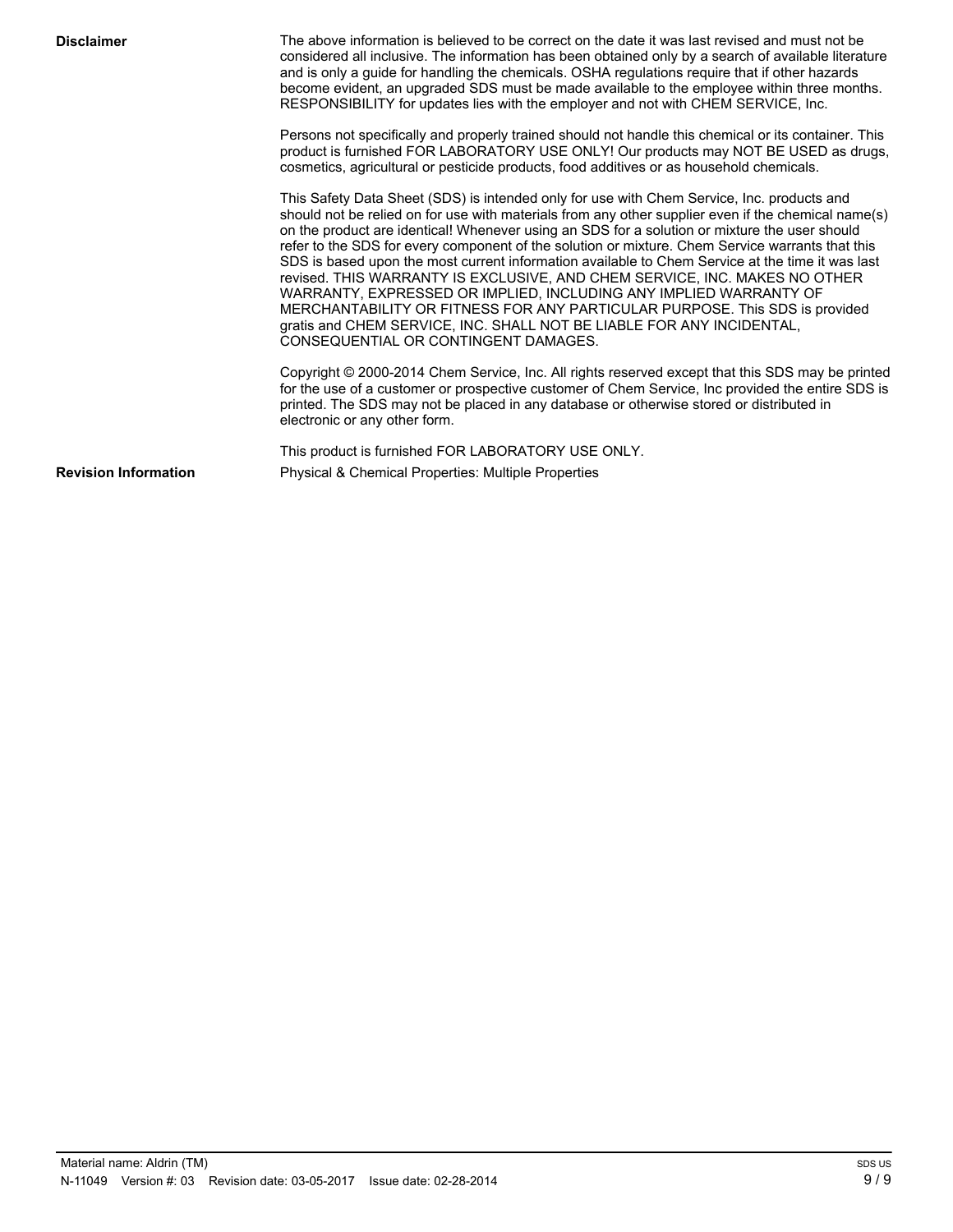**Disclaimer**

The above information is believed to be correct on the date it was last revised and must not be considered all inclusive. The information has been obtained only by a search of available literature and is only a guide for handling the chemicals. OSHA regulations require that if other hazards become evident, an upgraded SDS must be made available to the employee within three months. RESPONSIBILITY for updates lies with the employer and not with CHEM SERVICE, Inc.

Persons not specifically and properly trained should not handle this chemical or its container. This product is furnished FOR LABORATORY USE ONLY! Our products may NOT BE USED as drugs, cosmetics, agricultural or pesticide products, food additives or as household chemicals.

This Safety Data Sheet (SDS) is intended only for use with Chem Service, Inc. products and should not be relied on for use with materials from any other supplier even if the chemical name(s) on the product are identical! Whenever using an SDS for a solution or mixture the user should refer to the SDS for every component of the solution or mixture. Chem Service warrants that this SDS is based upon the most current information available to Chem Service at the time it was last revised. THIS WARRANTY IS EXCLUSIVE, AND CHEM SERVICE, INC. MAKES NO OTHER WARRANTY, EXPRESSED OR IMPLIED, INCLUDING ANY IMPLIED WARRANTY OF MERCHANTABILITY OR FITNESS FOR ANY PARTICULAR PURPOSE. This SDS is provided gratis and CHEM SERVICE, INC. SHALL NOT BE LIABLE FOR ANY INCIDENTAL, CONSEQUENTIAL OR CONTINGENT DAMAGES.

Copyright © 2000-2014 Chem Service, Inc. All rights reserved except that this SDS may be printed for the use of a customer or prospective customer of Chem Service, Inc provided the entire SDS is printed. The SDS may not be placed in any database or otherwise stored or distributed in electronic or any other form.

This product is furnished FOR LABORATORY USE ONLY.

**Revision Information**

Physical & Chemical Properties: Multiple Properties